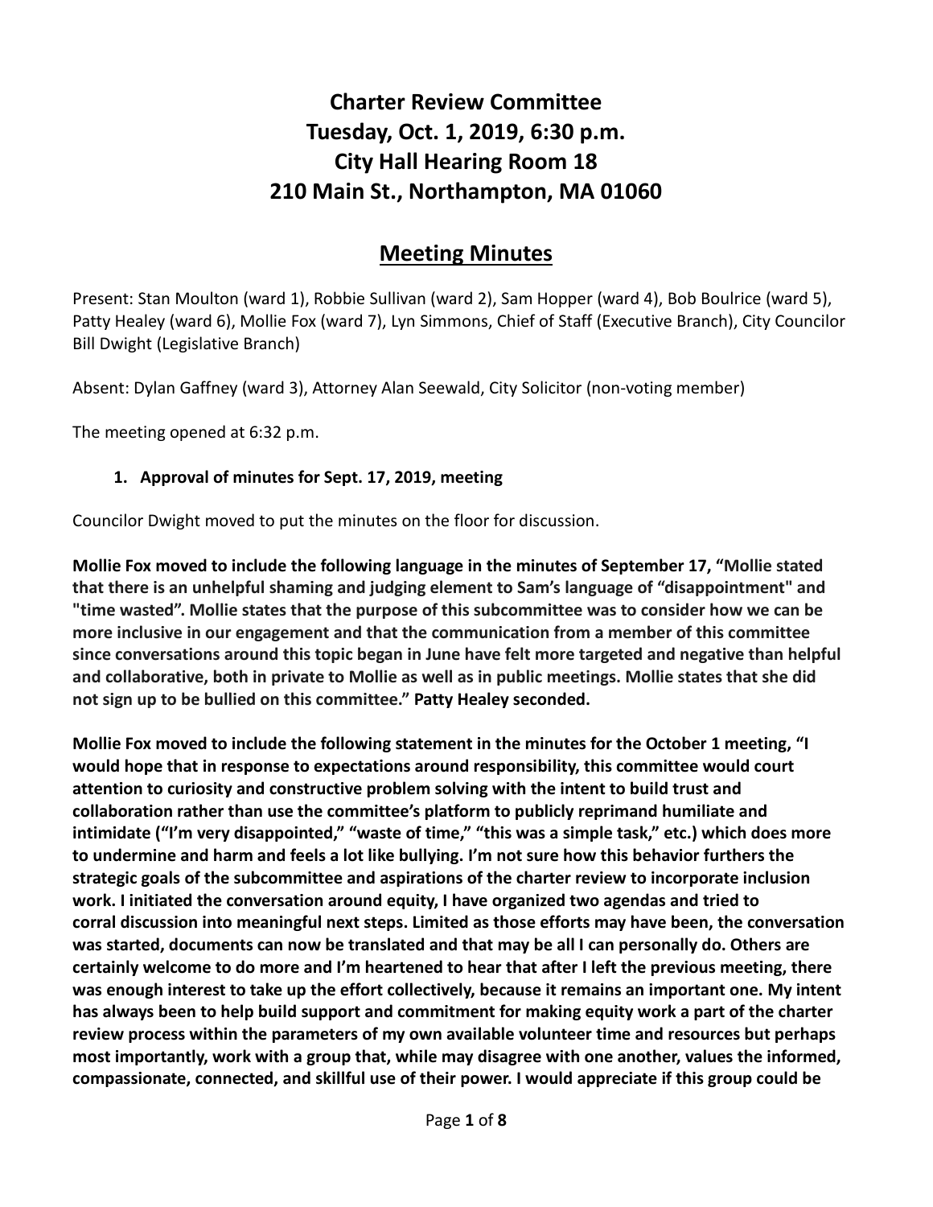# Charter Review Committee
# Tuesday, Oct. 1, 2019, 6:30 p.m.
# City Hall Hearing Room 18
# 210 Main St., Northampton, MA 01060

## Meeting Minutes

Present: Stan Moulton (ward 1), Robbie Sullivan (ward 2), Sam Hopper (ward 4), Bob Boulrice (ward 5), Patty Healey (ward 6), Mollie Fox (ward 7), Lyn Simmons, Chief of Staff (Executive Branch), City Councilor Bill Dwight (Legislative Branch)

Absent: Dylan Gaffney (ward 3), Attorney Alan Seewald, City Solicitor (non-voting member)

The meeting opened at 6:32 p.m.

1. **Approval of minutes for Sept. 17, 2019, meeting**

Councilor Dwight moved to put the minutes on the floor for discussion.

**Mollie Fox moved to include the following language in the minutes of September 17, "Mollie stated that there is an unhelpful shaming and judging element to Sam's language of "disappointment" and "time wasted". Mollie states that the purpose of this subcommittee was to consider how we can be more inclusive in our engagement and that the communication from a member of this committee since conversations around this topic began in June have felt more targeted and negative than helpful and collaborative, both in private to Mollie as well as in public meetings. Mollie states that she did not sign up to be bullied on this committee." Patty Healey seconded.**

**Mollie Fox moved to include the following statement in the minutes for the October 1 meeting, "I would hope that in response to expectations around responsibility, this committee would court attention to curiosity and constructive problem solving with the intent to build trust and collaboration rather than use the committee's platform to publicly reprimand humiliate and intimidate ("I'm very disappointed," "waste of time," "this was a simple task," etc.) which does more to undermine and harm and feels a lot like bullying. I'm not sure how this behavior furthers the strategic goals of the subcommittee and aspirations of the charter review to incorporate inclusion work. I initiated the conversation around equity, I have organized two agendas and tried to corral discussion into meaningful next steps. Limited as those efforts may have been, the conversation was started, documents can now be translated and that may be all I can personally do. Others are certainly welcome to do more and I'm heartened to hear that after I left the previous meeting, there was enough interest to take up the effort collectively, because it remains an important one. My intent has always been to help build support and commitment for making equity work a part of the charter review process within the parameters of my own available volunteer time and resources but perhaps most importantly, work with a group that, while may disagree with one another, values the informed, compassionate, connected, and skillful use of their power. I would appreciate if this group could be**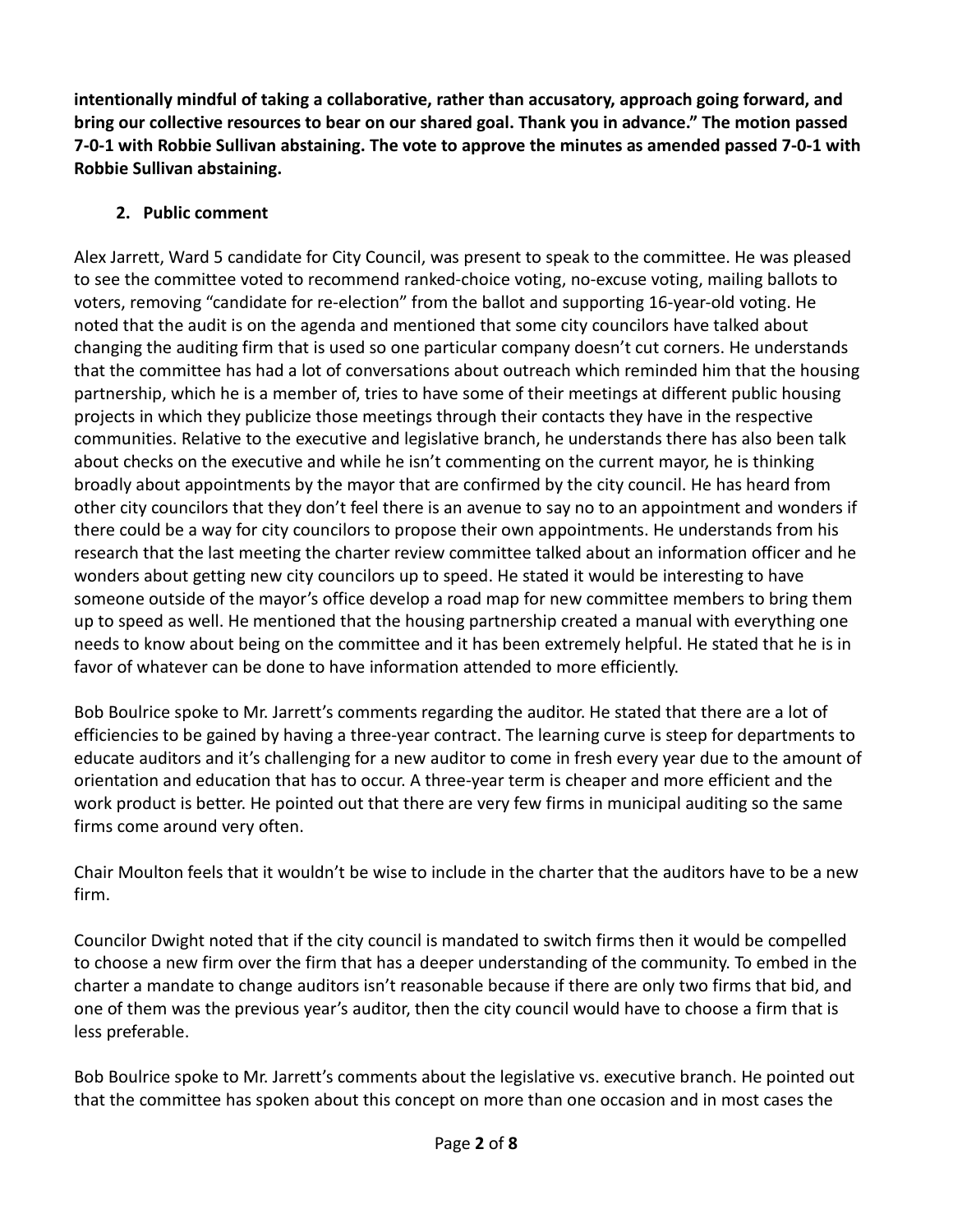**intentionally mindful of taking a collaborative, rather than accusatory, approach going forward, and bring our collective resources to bear on our shared goal. Thank you in advance." The motion passed 7-0-1 with Robbie Sullivan abstaining. The vote to approve the minutes as amended passed 7-0-1 with Robbie Sullivan abstaining.**

2. **Public comment**

Alex Jarrett, Ward 5 candidate for City Council, was present to speak to the committee. He was pleased to see the committee voted to recommend ranked-choice voting, no-excuse voting, mailing ballots to voters, removing "candidate for re-election" from the ballot and supporting 16-year-old voting. He noted that the audit is on the agenda and mentioned that some city councilors have talked about changing the auditing firm that is used so one particular company doesn't cut corners. He understands that the committee has had a lot of conversations about outreach which reminded him that the housing partnership, which he is a member of, tries to have some of their meetings at different public housing projects in which they publicize those meetings through their contacts they have in the respective communities. Relative to the executive and legislative branch, he understands there has also been talk about checks on the executive and while he isn't commenting on the current mayor, he is thinking broadly about appointments by the mayor that are confirmed by the city council. He has heard from other city councilors that they don't feel there is an avenue to say no to an appointment and wonders if there could be a way for city councilors to propose their own appointments. He understands from his research that the last meeting the charter review committee talked about an information officer and he wonders about getting new city councilors up to speed. He stated it would be interesting to have someone outside of the mayor's office develop a road map for new committee members to bring them up to speed as well. He mentioned that the housing partnership created a manual with everything one needs to know about being on the committee and it has been extremely helpful. He stated that he is in favor of whatever can be done to have information attended to more efficiently.

Bob Boulrice spoke to Mr. Jarrett's comments regarding the auditor. He stated that there are a lot of efficiencies to be gained by having a three-year contract. The learning curve is steep for departments to educate auditors and it's challenging for a new auditor to come in fresh every year due to the amount of orientation and education that has to occur. A three-year term is cheaper and more efficient and the work product is better. He pointed out that there are very few firms in municipal auditing so the same firms come around very often.

Chair Moulton feels that it wouldn't be wise to include in the charter that the auditors have to be a new firm.

Councilor Dwight noted that if the city council is mandated to switch firms then it would be compelled to choose a new firm over the firm that has a deeper understanding of the community. To embed in the charter a mandate to change auditors isn't reasonable because if there are only two firms that bid, and one of them was the previous year's auditor, then the city council would have to choose a firm that is less preferable.

Bob Boulrice spoke to Mr. Jarrett's comments about the legislative vs. executive branch. He pointed out that the committee has spoken about this concept on more than one occasion and in most cases the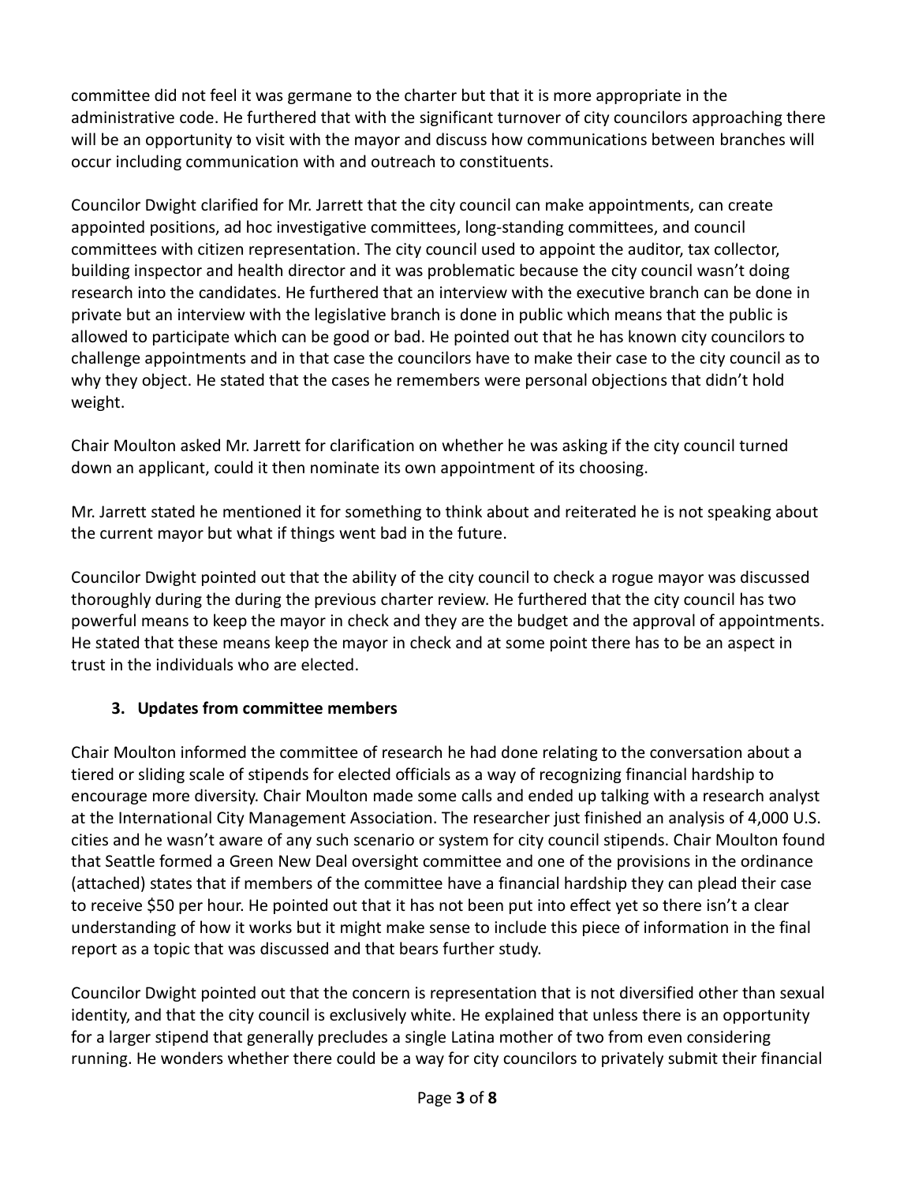committee did not feel it was germane to the charter but that it is more appropriate in the administrative code. He furthered that with the significant turnover of city councilors approaching there will be an opportunity to visit with the mayor and discuss how communications between branches will occur including communication with and outreach to constituents.

Councilor Dwight clarified for Mr. Jarrett that the city council can make appointments, can create appointed positions, ad hoc investigative committees, long-standing committees, and council committees with citizen representation. The city council used to appoint the auditor, tax collector, building inspector and health director and it was problematic because the city council wasn't doing research into the candidates. He furthered that an interview with the executive branch can be done in private but an interview with the legislative branch is done in public which means that the public is allowed to participate which can be good or bad. He pointed out that he has known city councilors to challenge appointments and in that case the councilors have to make their case to the city council as to why they object. He stated that the cases he remembers were personal objections that didn't hold weight.

Chair Moulton asked Mr. Jarrett for clarification on whether he was asking if the city council turned down an applicant, could it then nominate its own appointment of its choosing.

Mr. Jarrett stated he mentioned it for something to think about and reiterated he is not speaking about the current mayor but what if things went bad in the future.

Councilor Dwight pointed out that the ability of the city council to check a rogue mayor was discussed thoroughly during the during the previous charter review. He furthered that the city council has two powerful means to keep the mayor in check and they are the budget and the approval of appointments. He stated that these means keep the mayor in check and at some point there has to be an aspect in trust in the individuals who are elected.

### 3. Updates from committee members

Chair Moulton informed the committee of research he had done relating to the conversation about a tiered or sliding scale of stipends for elected officials as a way of recognizing financial hardship to encourage more diversity. Chair Moulton made some calls and ended up talking with a research analyst at the International City Management Association. The researcher just finished an analysis of 4,000 U.S. cities and he wasn't aware of any such scenario or system for city council stipends. Chair Moulton found that Seattle formed a Green New Deal oversight committee and one of the provisions in the ordinance (attached) states that if members of the committee have a financial hardship they can plead their case to receive $50 per hour. He pointed out that it has not been put into effect yet so there isn't a clear understanding of how it works but it might make sense to include this piece of information in the final report as a topic that was discussed and that bears further study.

Councilor Dwight pointed out that the concern is representation that is not diversified other than sexual identity, and that the city council is exclusively white. He explained that unless there is an opportunity for a larger stipend that generally precludes a single Latina mother of two from even considering running. He wonders whether there could be a way for city councilors to privately submit their financial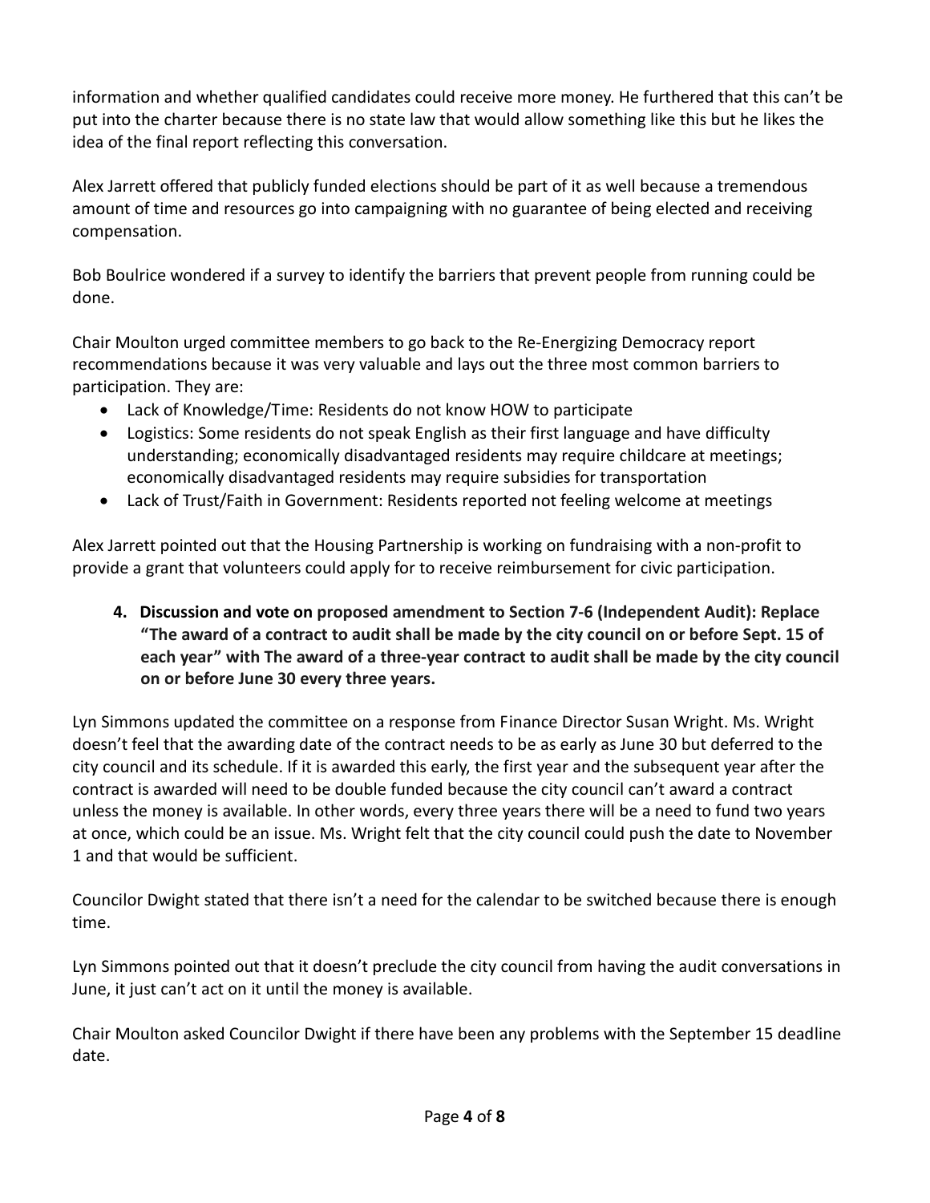information and whether qualified candidates could receive more money. He furthered that this can't be put into the charter because there is no state law that would allow something like this but he likes the idea of the final report reflecting this conversation.

Alex Jarrett offered that publicly funded elections should be part of it as well because a tremendous amount of time and resources go into campaigning with no guarantee of being elected and receiving compensation.

Bob Boulrice wondered if a survey to identify the barriers that prevent people from running could be done.

Chair Moulton urged committee members to go back to the Re-Energizing Democracy report recommendations because it was very valuable and lays out the three most common barriers to participation. They are:

- Lack of Knowledge/Time: Residents do not know HOW to participate
- Logistics: Some residents do not speak English as their first language and have difficulty understanding; economically disadvantaged residents may require childcare at meetings; economically disadvantaged residents may require subsidies for transportation
- Lack of Trust/Faith in Government: Residents reported not feeling welcome at meetings

Alex Jarrett pointed out that the Housing Partnership is working on fundraising with a non-profit to provide a grant that volunteers could apply for to receive reimbursement for civic participation.

4. **Discussion and vote on proposed amendment to Section 7-6 (Independent Audit): Replace "The award of a contract to audit shall be made by the city council on or before Sept. 15 of each year" with The award of a three-year contract to audit shall be made by the city council on or before June 30 every three years.**

Lyn Simmons updated the committee on a response from Finance Director Susan Wright. Ms. Wright doesn't feel that the awarding date of the contract needs to be as early as June 30 but deferred to the city council and its schedule. If it is awarded this early, the first year and the subsequent year after the contract is awarded will need to be double funded because the city council can't award a contract unless the money is available. In other words, every three years there will be a need to fund two years at once, which could be an issue. Ms. Wright felt that the city council could push the date to November 1 and that would be sufficient.

Councilor Dwight stated that there isn't a need for the calendar to be switched because there is enough time.

Lyn Simmons pointed out that it doesn't preclude the city council from having the audit conversations in June, it just can't act on it until the money is available.

Chair Moulton asked Councilor Dwight if there have been any problems with the September 15 deadline date.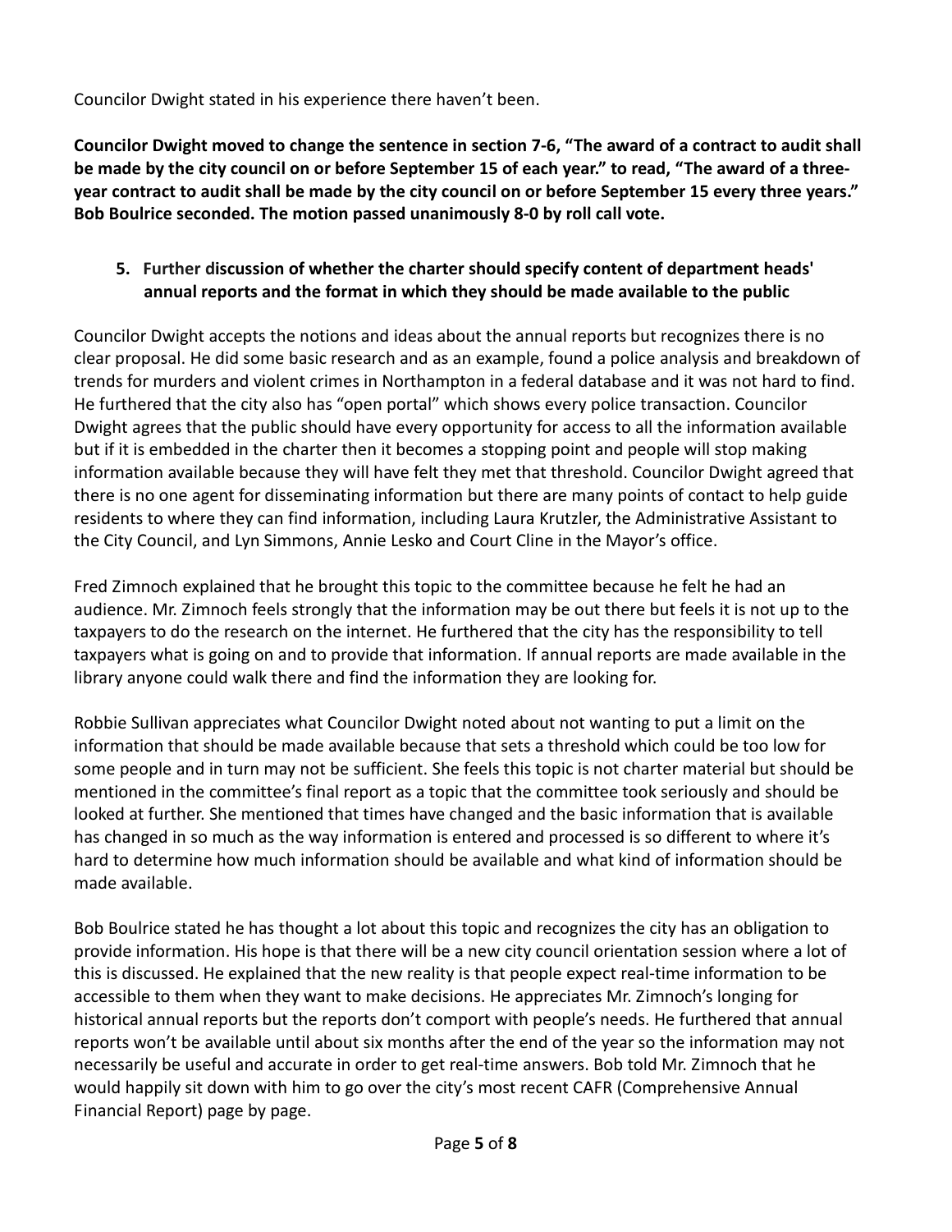Councilor Dwight stated in his experience there haven't been.

**Councilor Dwight moved to change the sentence in section 7-6, "The award of a contract to audit shall be made by the city council on or before September 15 of each year." to read, "The award of a three-year contract to audit shall be made by the city council on or before September 15 every three years." Bob Boulrice seconded. The motion passed unanimously 8-0 by roll call vote.**

5. **Further discussion of whether the charter should specify content of department heads' annual reports and the format in which they should be made available to the public**

Councilor Dwight accepts the notions and ideas about the annual reports but recognizes there is no clear proposal. He did some basic research and as an example, found a police analysis and breakdown of trends for murders and violent crimes in Northampton in a federal database and it was not hard to find. He furthered that the city also has "open portal" which shows every police transaction. Councilor Dwight agrees that the public should have every opportunity for access to all the information available but if it is embedded in the charter then it becomes a stopping point and people will stop making information available because they will have felt they met that threshold. Councilor Dwight agreed that there is no one agent for disseminating information but there are many points of contact to help guide residents to where they can find information, including Laura Krutzler, the Administrative Assistant to the City Council, and Lyn Simmons, Annie Lesko and Court Cline in the Mayor's office.

Fred Zimnoch explained that he brought this topic to the committee because he felt he had an audience. Mr. Zimnoch feels strongly that the information may be out there but feels it is not up to the taxpayers to do the research on the internet. He furthered that the city has the responsibility to tell taxpayers what is going on and to provide that information. If annual reports are made available in the library anyone could walk there and find the information they are looking for.

Robbie Sullivan appreciates what Councilor Dwight noted about not wanting to put a limit on the information that should be made available because that sets a threshold which could be too low for some people and in turn may not be sufficient. She feels this topic is not charter material but should be mentioned in the committee's final report as a topic that the committee took seriously and should be looked at further. She mentioned that times have changed and the basic information that is available has changed in so much as the way information is entered and processed is so different to where it's hard to determine how much information should be available and what kind of information should be made available.

Bob Boulrice stated he has thought a lot about this topic and recognizes the city has an obligation to provide information. His hope is that there will be a new city council orientation session where a lot of this is discussed. He explained that the new reality is that people expect real-time information to be accessible to them when they want to make decisions. He appreciates Mr. Zimnoch's longing for historical annual reports but the reports don't comport with people's needs. He furthered that annual reports won't be available until about six months after the end of the year so the information may not necessarily be useful and accurate in order to get real-time answers. Bob told Mr. Zimnoch that he would happily sit down with him to go over the city's most recent CAFR (Comprehensive Annual Financial Report) page by page.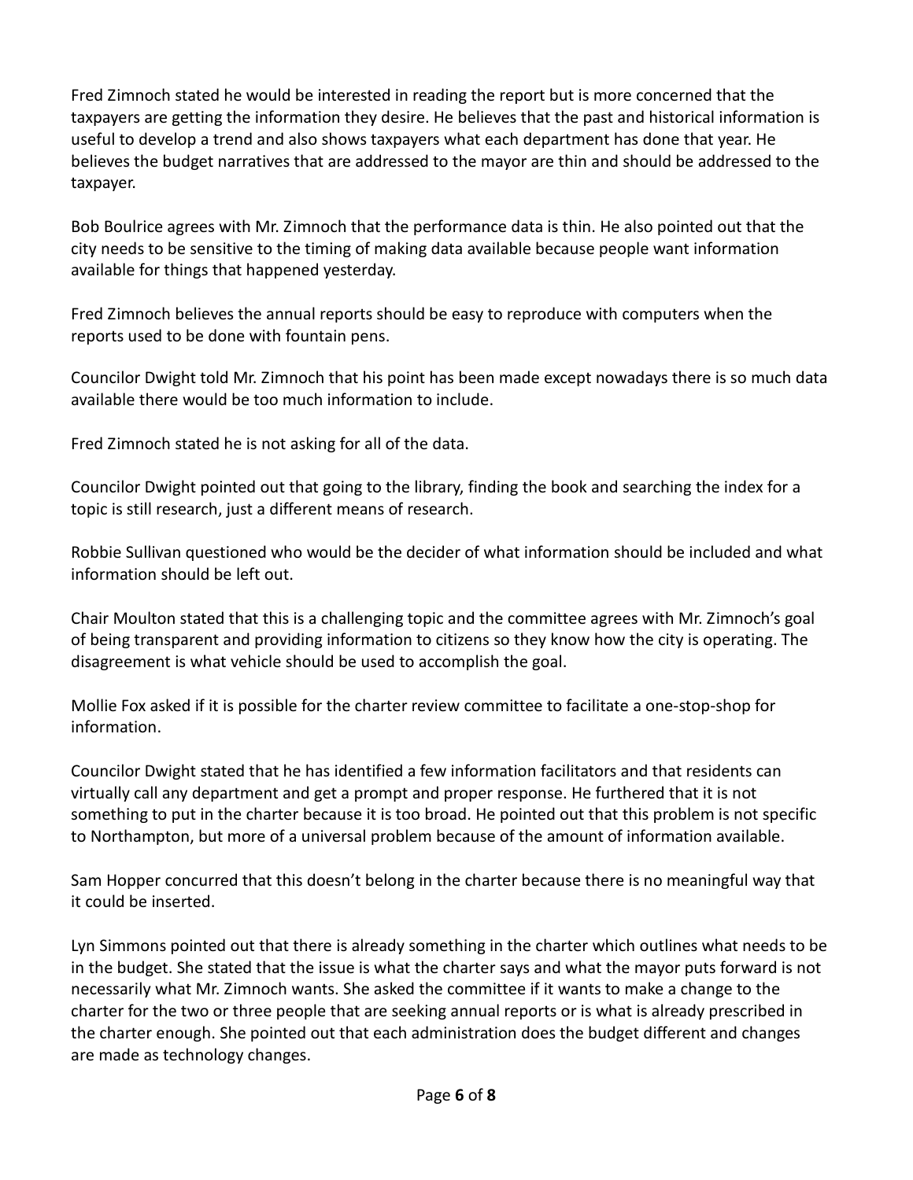Fred Zimnoch stated he would be interested in reading the report but is more concerned that the taxpayers are getting the information they desire. He believes that the past and historical information is useful to develop a trend and also shows taxpayers what each department has done that year. He believes the budget narratives that are addressed to the mayor are thin and should be addressed to the taxpayer.

Bob Boulrice agrees with Mr. Zimnoch that the performance data is thin. He also pointed out that the city needs to be sensitive to the timing of making data available because people want information available for things that happened yesterday.

Fred Zimnoch believes the annual reports should be easy to reproduce with computers when the reports used to be done with fountain pens.

Councilor Dwight told Mr. Zimnoch that his point has been made except nowadays there is so much data available there would be too much information to include.

Fred Zimnoch stated he is not asking for all of the data.

Councilor Dwight pointed out that going to the library, finding the book and searching the index for a topic is still research, just a different means of research.

Robbie Sullivan questioned who would be the decider of what information should be included and what information should be left out.

Chair Moulton stated that this is a challenging topic and the committee agrees with Mr. Zimnoch's goal of being transparent and providing information to citizens so they know how the city is operating. The disagreement is what vehicle should be used to accomplish the goal.

Mollie Fox asked if it is possible for the charter review committee to facilitate a one-stop-shop for information.

Councilor Dwight stated that he has identified a few information facilitators and that residents can virtually call any department and get a prompt and proper response. He furthered that it is not something to put in the charter because it is too broad. He pointed out that this problem is not specific to Northampton, but more of a universal problem because of the amount of information available.

Sam Hopper concurred that this doesn't belong in the charter because there is no meaningful way that it could be inserted.

Lyn Simmons pointed out that there is already something in the charter which outlines what needs to be in the budget. She stated that the issue is what the charter says and what the mayor puts forward is not necessarily what Mr. Zimnoch wants. She asked the committee if it wants to make a change to the charter for the two or three people that are seeking annual reports or is what is already prescribed in the charter enough. She pointed out that each administration does the budget different and changes are made as technology changes.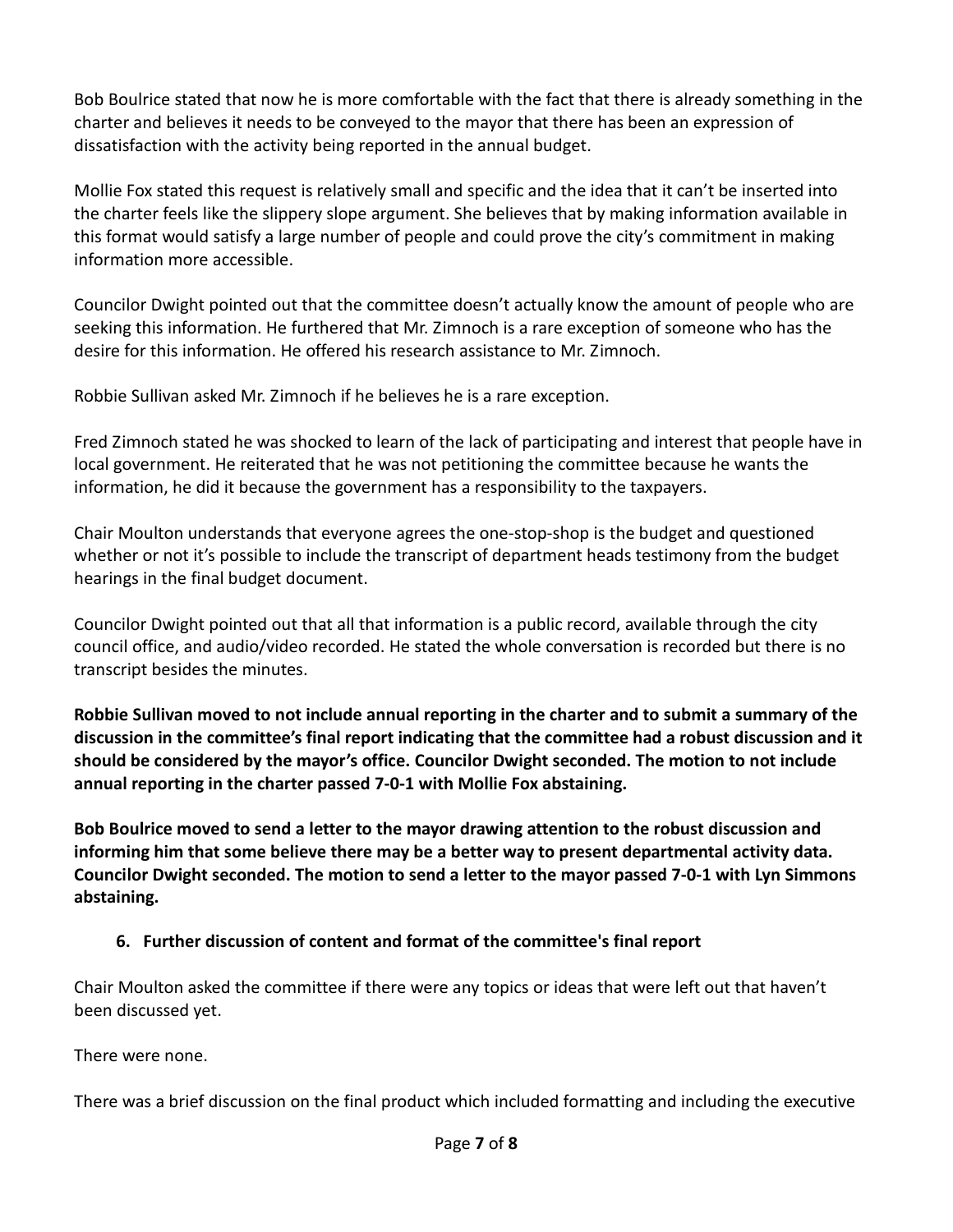Bob Boulrice stated that now he is more comfortable with the fact that there is already something in the charter and believes it needs to be conveyed to the mayor that there has been an expression of dissatisfaction with the activity being reported in the annual budget.

Mollie Fox stated this request is relatively small and specific and the idea that it can't be inserted into the charter feels like the slippery slope argument. She believes that by making information available in this format would satisfy a large number of people and could prove the city's commitment in making information more accessible.

Councilor Dwight pointed out that the committee doesn't actually know the amount of people who are seeking this information. He furthered that Mr. Zimnoch is a rare exception of someone who has the desire for this information. He offered his research assistance to Mr. Zimnoch.

Robbie Sullivan asked Mr. Zimnoch if he believes he is a rare exception.

Fred Zimnoch stated he was shocked to learn of the lack of participating and interest that people have in local government. He reiterated that he was not petitioning the committee because he wants the information, he did it because the government has a responsibility to the taxpayers.

Chair Moulton understands that everyone agrees the one-stop-shop is the budget and questioned whether or not it's possible to include the transcript of department heads testimony from the budget hearings in the final budget document.

Councilor Dwight pointed out that all that information is a public record, available through the city council office, and audio/video recorded. He stated the whole conversation is recorded but there is no transcript besides the minutes.

**Robbie Sullivan moved to not include annual reporting in the charter and to submit a summary of the discussion in the committee's final report indicating that the committee had a robust discussion and it should be considered by the mayor's office. Councilor Dwight seconded. The motion to not include annual reporting in the charter passed 7-0-1 with Mollie Fox abstaining.**

**Bob Boulrice moved to send a letter to the mayor drawing attention to the robust discussion and informing him that some believe there may be a better way to present departmental activity data. Councilor Dwight seconded. The motion to send a letter to the mayor passed 7-0-1 with Lyn Simmons abstaining.**

**6. Further discussion of content and format of the committee's final report**

Chair Moulton asked the committee if there were any topics or ideas that were left out that haven't been discussed yet.

There were none.

There was a brief discussion on the final product which included formatting and including the executive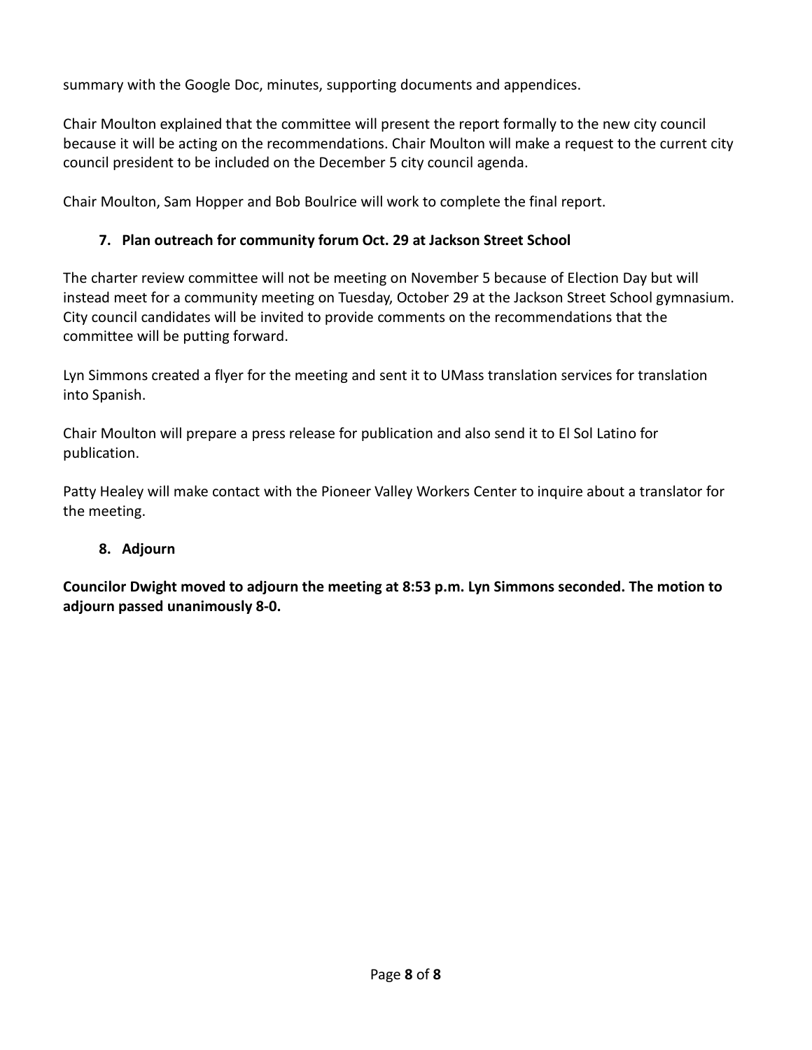summary with the Google Doc, minutes, supporting documents and appendices.

Chair Moulton explained that the committee will present the report formally to the new city council because it will be acting on the recommendations. Chair Moulton will make a request to the current city council president to be included on the December 5 city council agenda.

Chair Moulton, Sam Hopper and Bob Boulrice will work to complete the final report.

7. **Plan outreach for community forum Oct. 29 at Jackson Street School**

The charter review committee will not be meeting on November 5 because of Election Day but will instead meet for a community meeting on Tuesday, October 29 at the Jackson Street School gymnasium. City council candidates will be invited to provide comments on the recommendations that the committee will be putting forward.

Lyn Simmons created a flyer for the meeting and sent it to UMass translation services for translation into Spanish.

Chair Moulton will prepare a press release for publication and also send it to El Sol Latino for publication.

Patty Healey will make contact with the Pioneer Valley Workers Center to inquire about a translator for the meeting.

8. **Adjourn**

**Councilor Dwight moved to adjourn the meeting at 8:53 p.m. Lyn Simmons seconded. The motion to adjourn passed unanimously 8-0.**